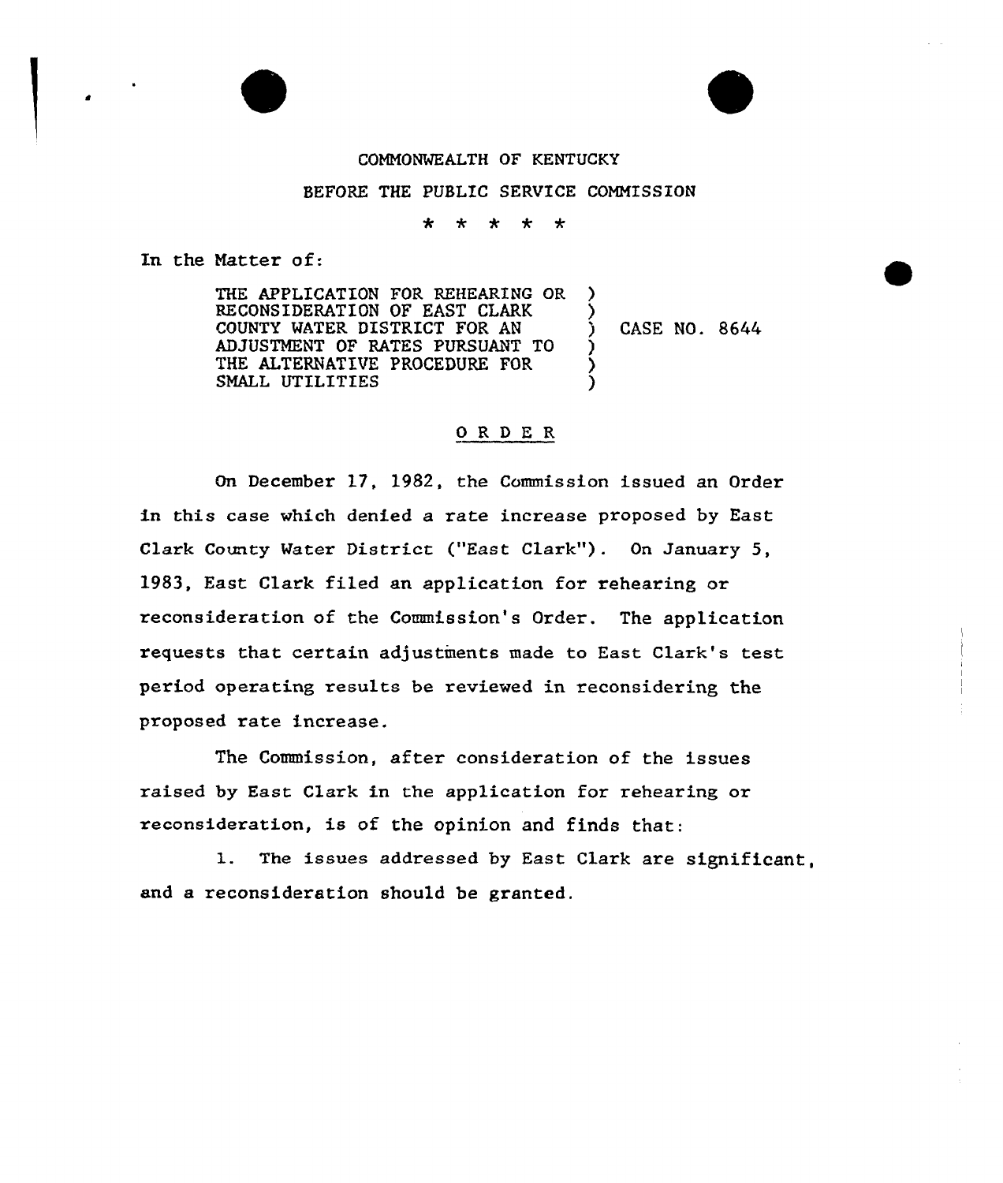COMMONWEALTH OF KENTUCKY

BEFORE THE PUBLIC SERVICE COMMISSION

\* \* \* \* \*

In the Matter of:

| | | |
|---|---|---|
| THE APPLICATION FOR REHEARING OR RECONSIDERATION OF EAST CLARK COUNTY WATER DISTRICT FOR AN ADJUSTMENT OF RATES PURSUANT TO THE ALTERNATIVE PROCEDURE FOR SMALL UTILITIES | ) | CASE NO. 8644 |

## O R D E R

On December 17, 1982, the Commission issued an Order in this case which denied a rate increase proposed by East Clark County Water District ("East Clark"). On January 5, 1983, East Clark filed an application for rehearing or reconsideration of the Commission's Order. The application requests that certain adjustments made to East Clark's test period operating results be reviewed in reconsidering the proposed rate increase.

The Commission, after consideration of the issues raised by East Clark in the application for rehearing or reconsideration, is of the opinion and finds that:

1. The issues addressed by East Clark are significant, and a reconsideration should be granted.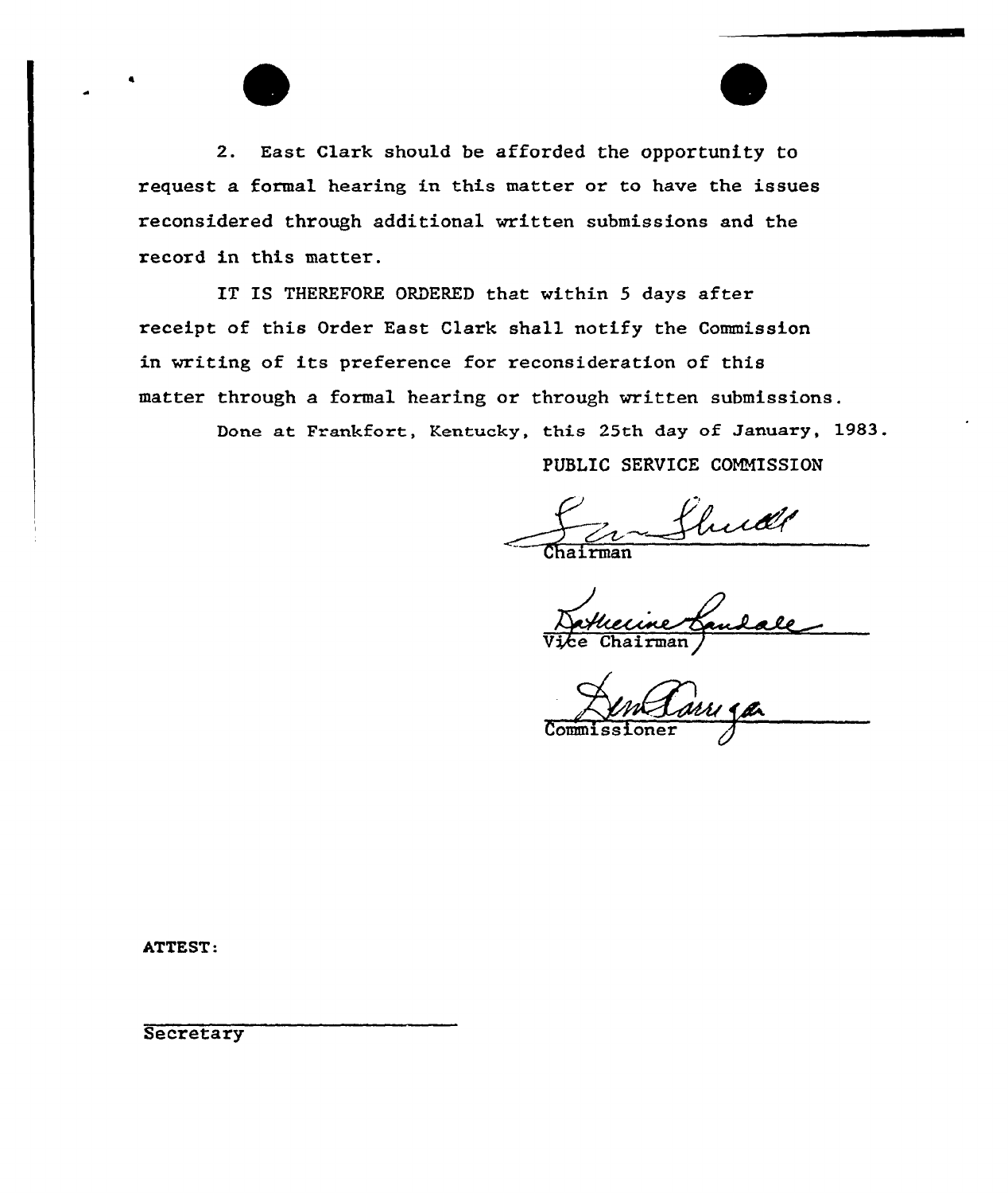2. East Clark should be afforded the opportunity to request a formal hearing in this matter or to have the issues reconsidered through additional written submissions and the record in this matter.

IT IS THEREFORE ORDERED that within 5 days after receipt of this Order East Clark shall notify the Commission in writing of its preference for reconsideration of this matter through a formal hearing or through written submissions.

Done at Frankfort, Kentucky, this 25th day of January, 1983.

PUBLIC SERVICE COMMISSION

Chairman

Vice Chairman

Commissioner

ATTEST:

Secretary